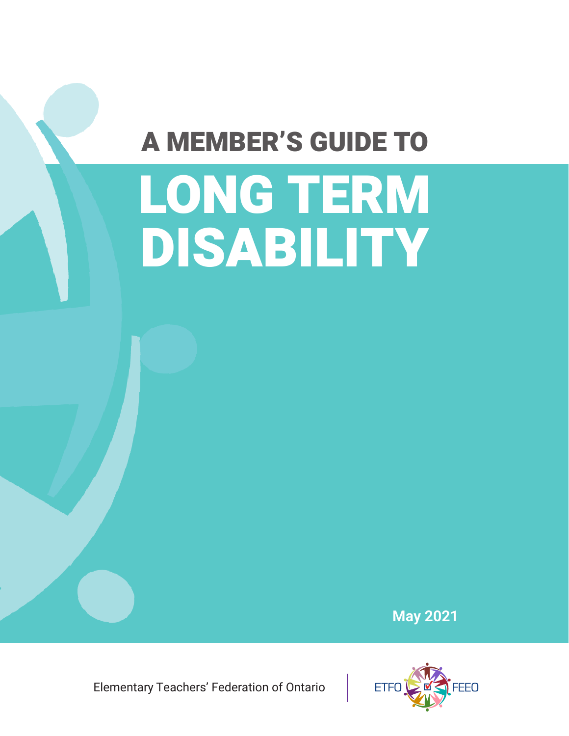# A MEMBER'S GUIDE TO

# LONG TERM DISABILITY

**May 2021**

Elementary Teachers' Federation of Ontario

ETFO FEEO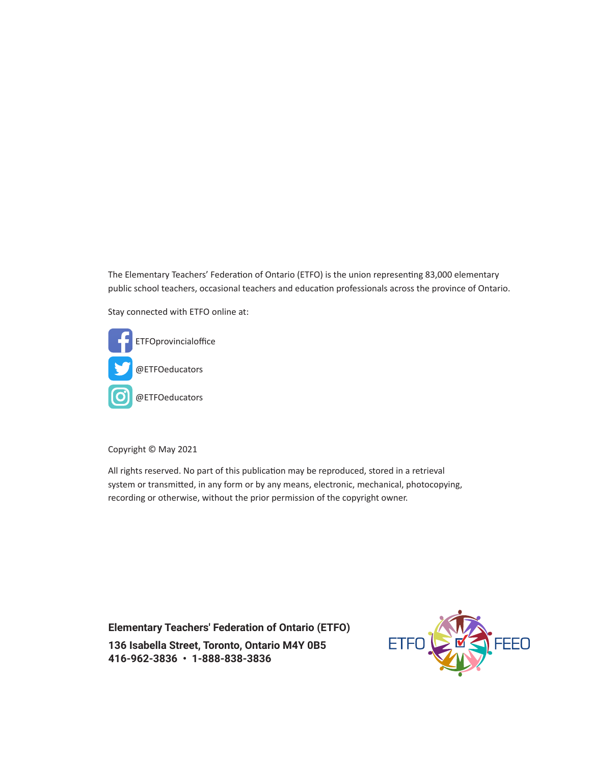The Elementary Teachers' Federation of Ontario (ETFO) is the union representing 83,000 elementary public school teachers, occasional teachers and education professionals across the province of Ontario.

Stay connected with ETFO online at:

ETFOprovincialoffice

@ETFOeducators

@ETFOeducators

Copyright © May 2021

All rights reserved. No part of this publication may be reproduced, stored in a retrieval system or transmitted, in any form or by any means, electronic, mechanical, photocopying, recording or otherwise, without the prior permission of the copyright owner.

**Elementary Teachers' Federation of Ontario (ETFO)**

**136 Isabella Street, Toronto, Ontario M4Y 0B5**
**416-962-3836 • 1-888-838-3836**

ETFO FEEO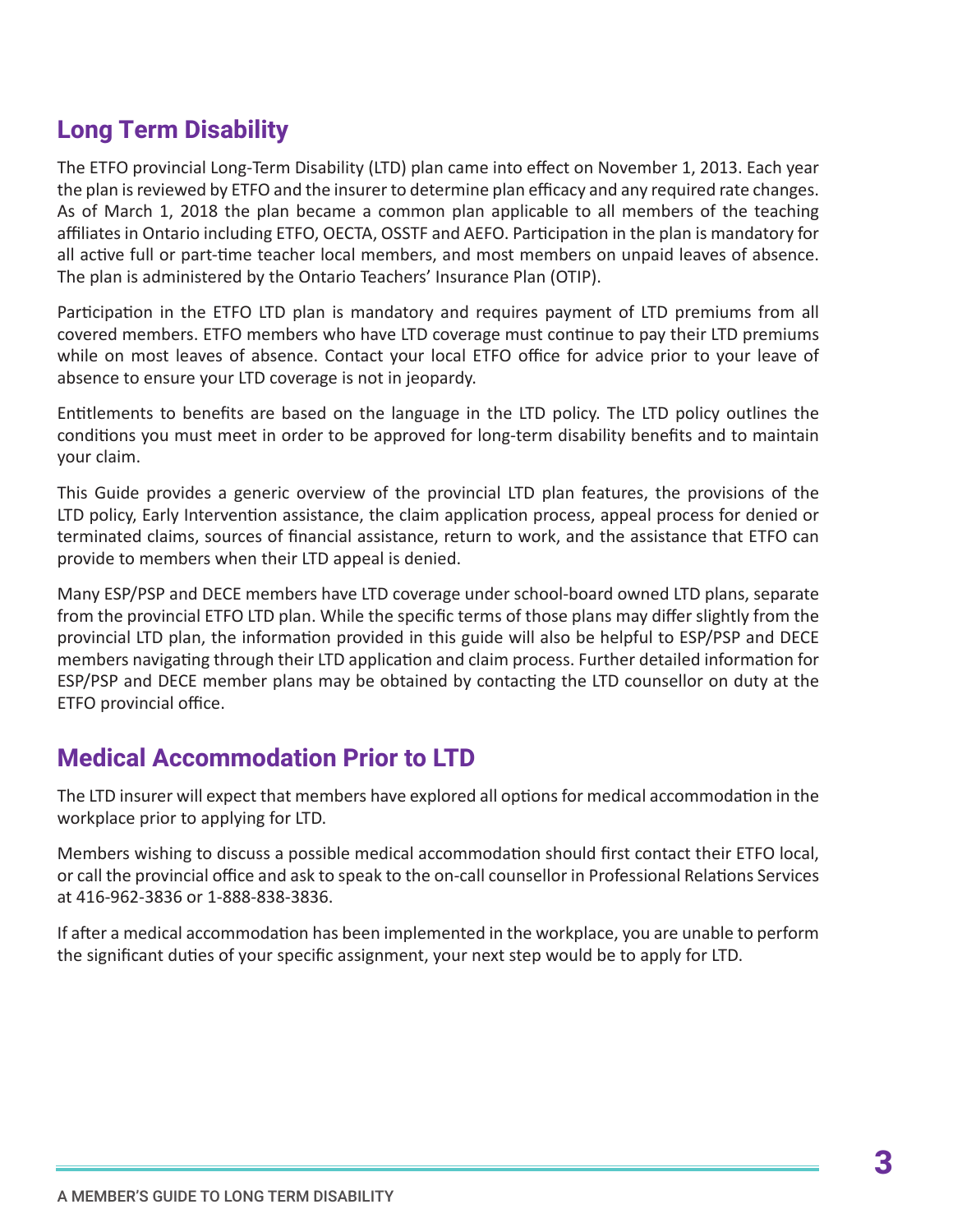## Long Term Disability

The ETFO provincial Long-Term Disability (LTD) plan came into effect on November 1, 2013. Each year the plan is reviewed by ETFO and the insurer to determine plan efficacy and any required rate changes. As of March 1, 2018 the plan became a common plan applicable to all members of the teaching affiliates in Ontario including ETFO, OECTA, OSSTF and AEFO. Participation in the plan is mandatory for all active full or part-time teacher local members, and most members on unpaid leaves of absence. The plan is administered by the Ontario Teachers' Insurance Plan (OTIP).

Participation in the ETFO LTD plan is mandatory and requires payment of LTD premiums from all covered members. ETFO members who have LTD coverage must continue to pay their LTD premiums while on most leaves of absence. Contact your local ETFO office for advice prior to your leave of absence to ensure your LTD coverage is not in jeopardy.

Entitlements to benefits are based on the language in the LTD policy. The LTD policy outlines the conditions you must meet in order to be approved for long-term disability benefits and to maintain your claim.

This Guide provides a generic overview of the provincial LTD plan features, the provisions of the LTD policy, Early Intervention assistance, the claim application process, appeal process for denied or terminated claims, sources of financial assistance, return to work, and the assistance that ETFO can provide to members when their LTD appeal is denied.

Many ESP/PSP and DECE members have LTD coverage under school-board owned LTD plans, separate from the provincial ETFO LTD plan. While the specific terms of those plans may differ slightly from the provincial LTD plan, the information provided in this guide will also be helpful to ESP/PSP and DECE members navigating through their LTD application and claim process. Further detailed information for ESP/PSP and DECE member plans may be obtained by contacting the LTD counsellor on duty at the ETFO provincial office.

## Medical Accommodation Prior to LTD

The LTD insurer will expect that members have explored all options for medical accommodation in the workplace prior to applying for LTD.

Members wishing to discuss a possible medical accommodation should first contact their ETFO local, or call the provincial office and ask to speak to the on-call counsellor in Professional Relations Services at 416-962-3836 or 1-888-838-3836.

If after a medical accommodation has been implemented in the workplace, you are unable to perform the significant duties of your specific assignment, your next step would be to apply for LTD.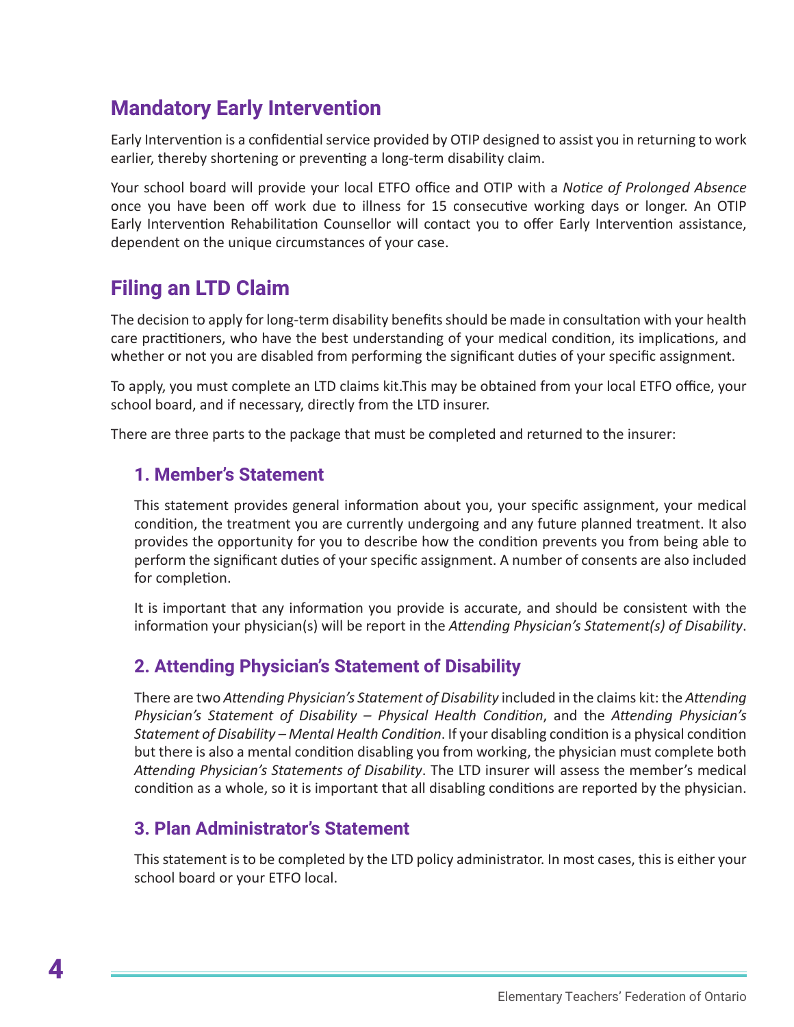## Mandatory Early Intervention

Early Intervention is a confidential service provided by OTIP designed to assist you in returning to work earlier, thereby shortening or preventing a long-term disability claim.

Your school board will provide your local ETFO office and OTIP with a *Notice of Prolonged Absence* once you have been off work due to illness for 15 consecutive working days or longer. An OTIP Early Intervention Rehabilitation Counsellor will contact you to offer Early Intervention assistance, dependent on the unique circumstances of your case.

## Filing an LTD Claim

The decision to apply for long-term disability benefits should be made in consultation with your health care practitioners, who have the best understanding of your medical condition, its implications, and whether or not you are disabled from performing the significant duties of your specific assignment.

To apply, you must complete an LTD claims kit.This may be obtained from your local ETFO office, your school board, and if necessary, directly from the LTD insurer.

There are three parts to the package that must be completed and returned to the insurer:

### 1. Member's Statement

This statement provides general information about you, your specific assignment, your medical condition, the treatment you are currently undergoing and any future planned treatment. It also provides the opportunity for you to describe how the condition prevents you from being able to perform the significant duties of your specific assignment. A number of consents are also included for completion.

It is important that any information you provide is accurate, and should be consistent with the information your physician(s) will be report in the *Attending Physician's Statement(s) of Disability*.

### 2. Attending Physician's Statement of Disability

There are two *Attending Physician's Statement of Disability* included in the claims kit: the *Attending Physician's Statement of Disability – Physical Health Condition*, and the *Attending Physician's Statement of Disability – Mental Health Condition*. If your disabling condition is a physical condition but there is also a mental condition disabling you from working, the physician must complete both *Attending Physician's Statements of Disability*. The LTD insurer will assess the member's medical condition as a whole, so it is important that all disabling conditions are reported by the physician.

### 3. Plan Administrator's Statement

This statement is to be completed by the LTD policy administrator. In most cases, this is either your school board or your ETFO local.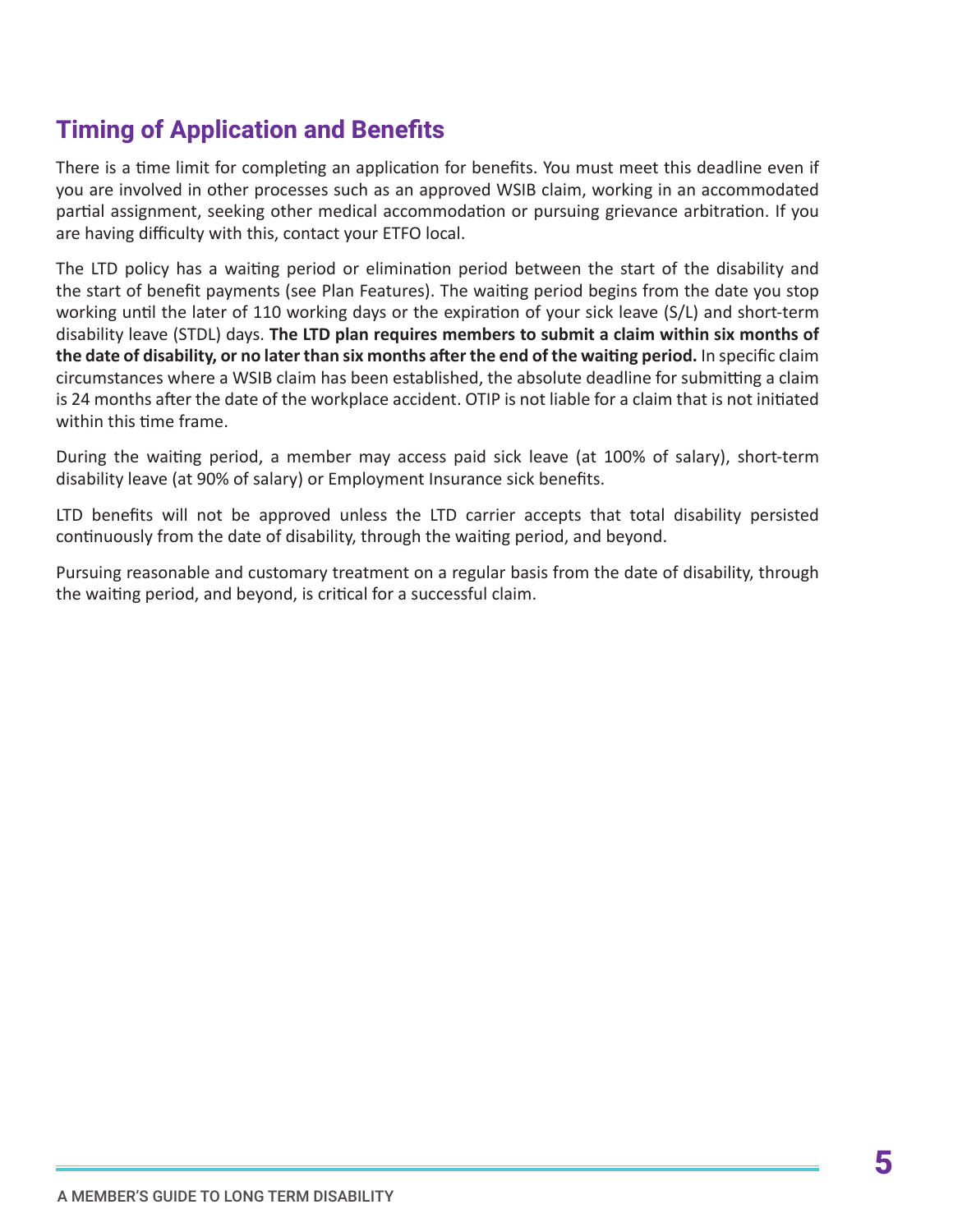## Timing of Application and Benefits

There is a time limit for completing an application for benefits. You must meet this deadline even if you are involved in other processes such as an approved WSIB claim, working in an accommodated partial assignment, seeking other medical accommodation or pursuing grievance arbitration. If you are having difficulty with this, contact your ETFO local.

The LTD policy has a waiting period or elimination period between the start of the disability and the start of benefit payments (see Plan Features). The waiting period begins from the date you stop working until the later of 110 working days or the expiration of your sick leave (S/L) and short-term disability leave (STDL) days. **The LTD plan requires members to submit a claim within six months of the date of disability, or no later than six months after the end of the waiting period.** In specific claim circumstances where a WSIB claim has been established, the absolute deadline for submitting a claim is 24 months after the date of the workplace accident. OTIP is not liable for a claim that is not initiated within this time frame.

During the waiting period, a member may access paid sick leave (at 100% of salary), short-term disability leave (at 90% of salary) or Employment Insurance sick benefits.

LTD benefits will not be approved unless the LTD carrier accepts that total disability persisted continuously from the date of disability, through the waiting period, and beyond.

Pursuing reasonable and customary treatment on a regular basis from the date of disability, through the waiting period, and beyond, is critical for a successful claim.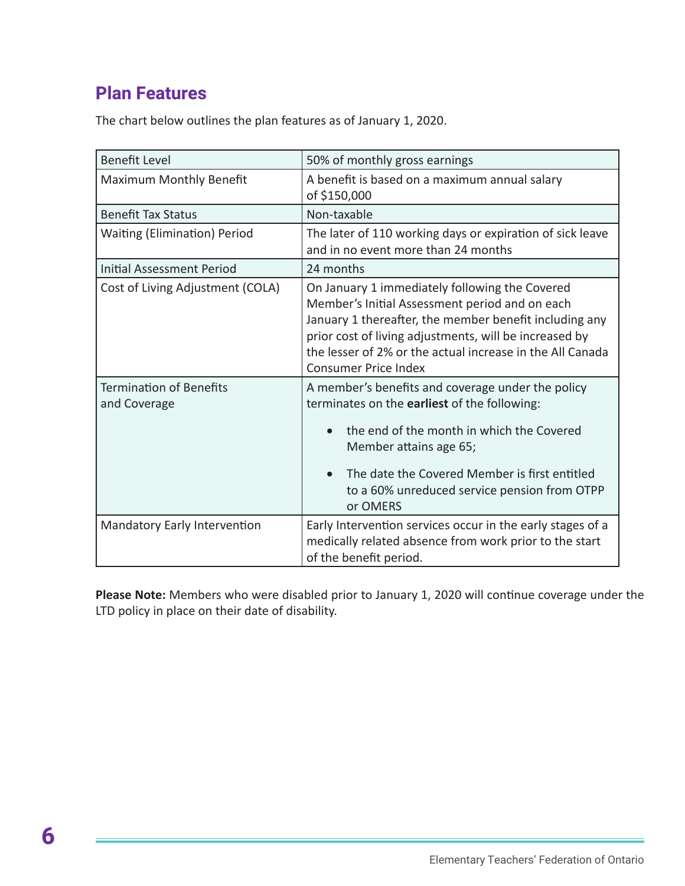## Plan Features

The chart below outlines the plan features as of January 1, 2020.

| | |
|---|---|
| Benefit Level | 50% of monthly gross earnings |
| Maximum Monthly Benefit | A benefit is based on a maximum annual salary of $150,000 |
| Benefit Tax Status | Non-taxable |
| Waiting (Elimination) Period | The later of 110 working days or expiration of sick leave and in no event more than 24 months |
| Initial Assessment Period | 24 months |
| Cost of Living Adjustment (COLA) | On January 1 immediately following the Covered Member's Initial Assessment period and on each January 1 thereafter, the member benefit including any prior cost of living adjustments, will be increased by the lesser of 2% or the actual increase in the All Canada Consumer Price Index |
| Termination of Benefits and Coverage | A member's benefits and coverage under the policy terminates on the **earliest** of the following:<br>• the end of the month in which the Covered Member attains age 65;<br>• The date the Covered Member is first entitled to a 60% unreduced service pension from OTPP or OMERS |
| Mandatory Early Intervention | Early Intervention services occur in the early stages of a medically related absence from work prior to the start of the benefit period. |

**Please Note:** Members who were disabled prior to January 1, 2020 will continue coverage under the LTD policy in place on their date of disability.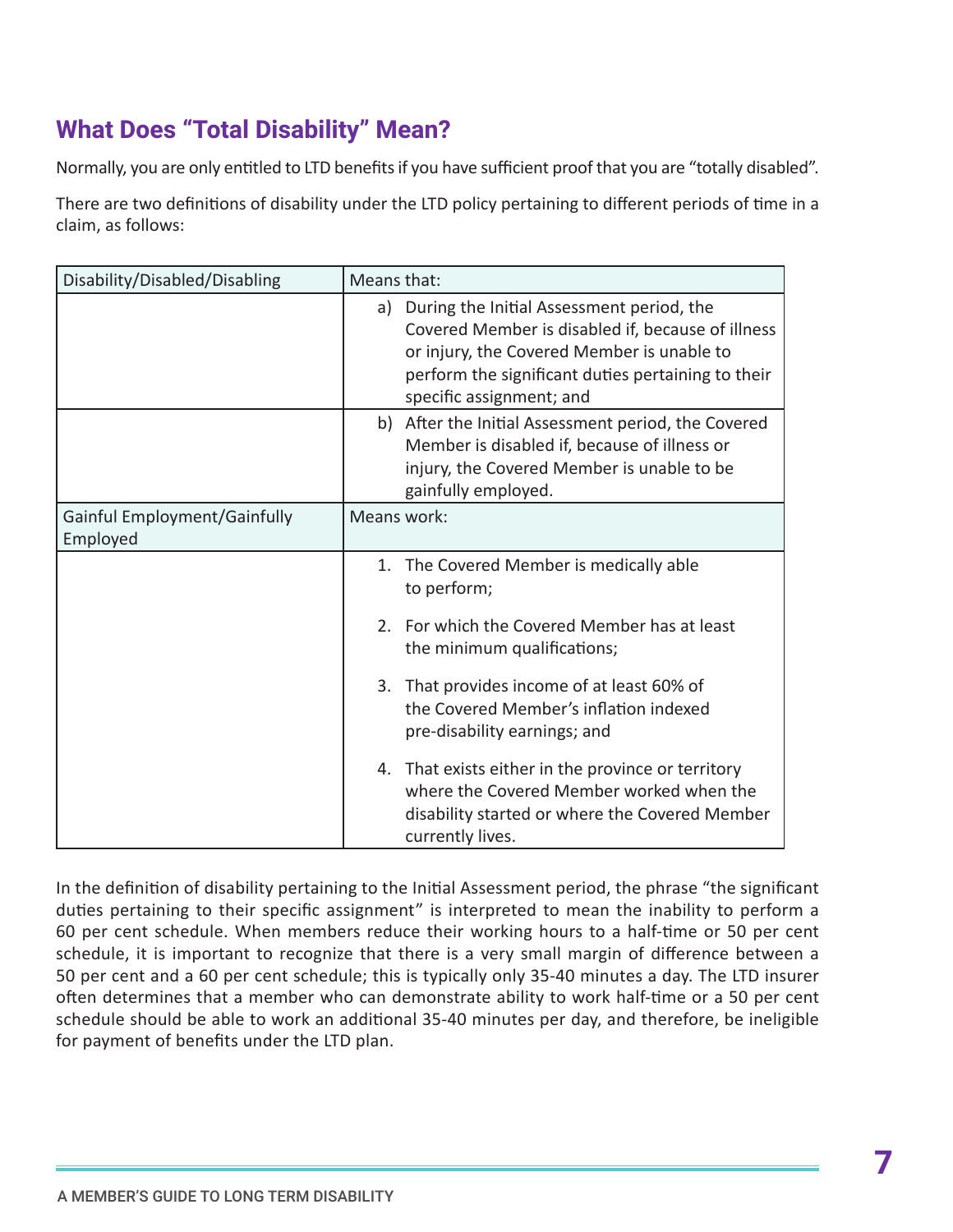## What Does "Total Disability" Mean?

Normally, you are only entitled to LTD benefits if you have sufficient proof that you are "totally disabled".

There are two definitions of disability under the LTD policy pertaining to different periods of time in a claim, as follows:

| Disability/Disabled/Disabling | Means that: |
| --- | --- |
| | a) During the Initial Assessment period, the Covered Member is disabled if, because of illness or injury, the Covered Member is unable to perform the significant duties pertaining to their specific assignment; and |
| | b) After the Initial Assessment period, the Covered Member is disabled if, because of illness or injury, the Covered Member is unable to be gainfully employed. |
| Gainful Employment/Gainfully Employed | Means work: |
| | 1. The Covered Member is medically able to perform;<br>2. For which the Covered Member has at least the minimum qualifications;<br>3. That provides income of at least 60% of the Covered Member's inflation indexed pre-disability earnings; and<br>4. That exists either in the province or territory where the Covered Member worked when the disability started or where the Covered Member currently lives. |

In the definition of disability pertaining to the Initial Assessment period, the phrase "the significant duties pertaining to their specific assignment" is interpreted to mean the inability to perform a 60 per cent schedule. When members reduce their working hours to a half-time or 50 per cent schedule, it is important to recognize that there is a very small margin of difference between a 50 per cent and a 60 per cent schedule; this is typically only 35-40 minutes a day. The LTD insurer often determines that a member who can demonstrate ability to work half-time or a 50 per cent schedule should be able to work an additional 35-40 minutes per day, and therefore, be ineligible for payment of benefits under the LTD plan.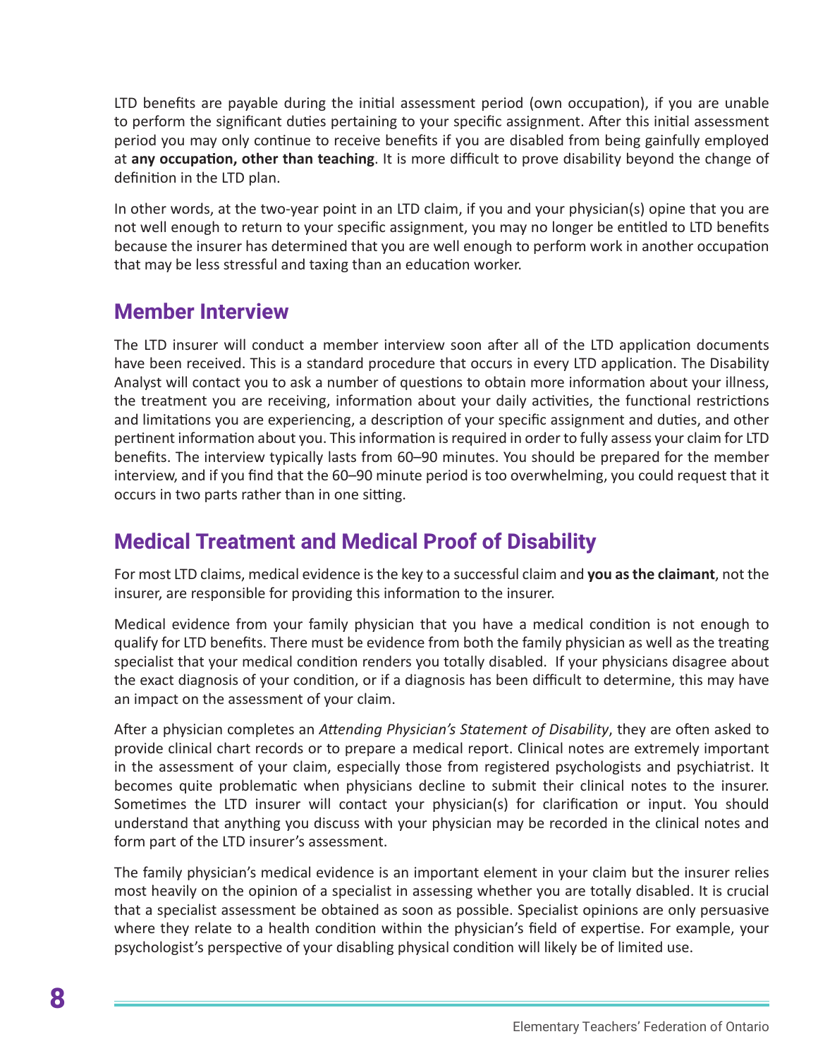LTD benefits are payable during the initial assessment period (own occupation), if you are unable to perform the significant duties pertaining to your specific assignment. After this initial assessment period you may only continue to receive benefits if you are disabled from being gainfully employed at **any occupation, other than teaching**. It is more difficult to prove disability beyond the change of definition in the LTD plan.

In other words, at the two-year point in an LTD claim, if you and your physician(s) opine that you are not well enough to return to your specific assignment, you may no longer be entitled to LTD benefits because the insurer has determined that you are well enough to perform work in another occupation that may be less stressful and taxing than an education worker.

## Member Interview

The LTD insurer will conduct a member interview soon after all of the LTD application documents have been received. This is a standard procedure that occurs in every LTD application. The Disability Analyst will contact you to ask a number of questions to obtain more information about your illness, the treatment you are receiving, information about your daily activities, the functional restrictions and limitations you are experiencing, a description of your specific assignment and duties, and other pertinent information about you. This information is required in order to fully assess your claim for LTD benefits. The interview typically lasts from 60–90 minutes. You should be prepared for the member interview, and if you find that the 60–90 minute period is too overwhelming, you could request that it occurs in two parts rather than in one sitting.

## Medical Treatment and Medical Proof of Disability

For most LTD claims, medical evidence is the key to a successful claim and **you as the claimant**, not the insurer, are responsible for providing this information to the insurer.

Medical evidence from your family physician that you have a medical condition is not enough to qualify for LTD benefits. There must be evidence from both the family physician as well as the treating specialist that your medical condition renders you totally disabled. If your physicians disagree about the exact diagnosis of your condition, or if a diagnosis has been difficult to determine, this may have an impact on the assessment of your claim.

After a physician completes an *Attending Physician's Statement of Disability*, they are often asked to provide clinical chart records or to prepare a medical report. Clinical notes are extremely important in the assessment of your claim, especially those from registered psychologists and psychiatrist. It becomes quite problematic when physicians decline to submit their clinical notes to the insurer. Sometimes the LTD insurer will contact your physician(s) for clarification or input. You should understand that anything you discuss with your physician may be recorded in the clinical notes and form part of the LTD insurer's assessment.

The family physician's medical evidence is an important element in your claim but the insurer relies most heavily on the opinion of a specialist in assessing whether you are totally disabled. It is crucial that a specialist assessment be obtained as soon as possible. Specialist opinions are only persuasive where they relate to a health condition within the physician's field of expertise. For example, your psychologist's perspective of your disabling physical condition will likely be of limited use.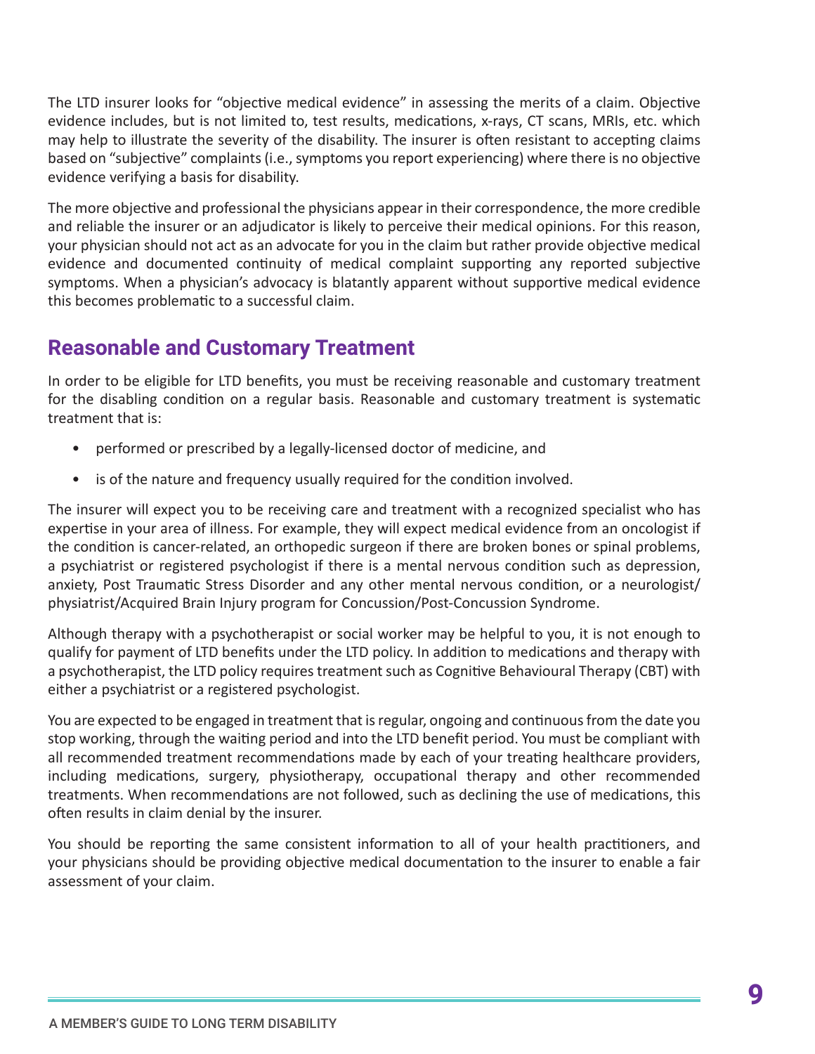The LTD insurer looks for "objective medical evidence" in assessing the merits of a claim. Objective evidence includes, but is not limited to, test results, medications, x-rays, CT scans, MRIs, etc. which may help to illustrate the severity of the disability. The insurer is often resistant to accepting claims based on "subjective" complaints (i.e., symptoms you report experiencing) where there is no objective evidence verifying a basis for disability.

The more objective and professional the physicians appear in their correspondence, the more credible and reliable the insurer or an adjudicator is likely to perceive their medical opinions. For this reason, your physician should not act as an advocate for you in the claim but rather provide objective medical evidence and documented continuity of medical complaint supporting any reported subjective symptoms. When a physician's advocacy is blatantly apparent without supportive medical evidence this becomes problematic to a successful claim.

## Reasonable and Customary Treatment

In order to be eligible for LTD benefits, you must be receiving reasonable and customary treatment for the disabling condition on a regular basis. Reasonable and customary treatment is systematic treatment that is:

- performed or prescribed by a legally-licensed doctor of medicine, and
- is of the nature and frequency usually required for the condition involved.

The insurer will expect you to be receiving care and treatment with a recognized specialist who has expertise in your area of illness. For example, they will expect medical evidence from an oncologist if the condition is cancer-related, an orthopedic surgeon if there are broken bones or spinal problems, a psychiatrist or registered psychologist if there is a mental nervous condition such as depression, anxiety, Post Traumatic Stress Disorder and any other mental nervous condition, or a neurologist/physiatrist/Acquired Brain Injury program for Concussion/Post-Concussion Syndrome.

Although therapy with a psychotherapist or social worker may be helpful to you, it is not enough to qualify for payment of LTD benefits under the LTD policy. In addition to medications and therapy with a psychotherapist, the LTD policy requires treatment such as Cognitive Behavioural Therapy (CBT) with either a psychiatrist or a registered psychologist.

You are expected to be engaged in treatment that is regular, ongoing and continuous from the date you stop working, through the waiting period and into the LTD benefit period. You must be compliant with all recommended treatment recommendations made by each of your treating healthcare providers, including medications, surgery, physiotherapy, occupational therapy and other recommended treatments. When recommendations are not followed, such as declining the use of medications, this often results in claim denial by the insurer.

You should be reporting the same consistent information to all of your health practitioners, and your physicians should be providing objective medical documentation to the insurer to enable a fair assessment of your claim.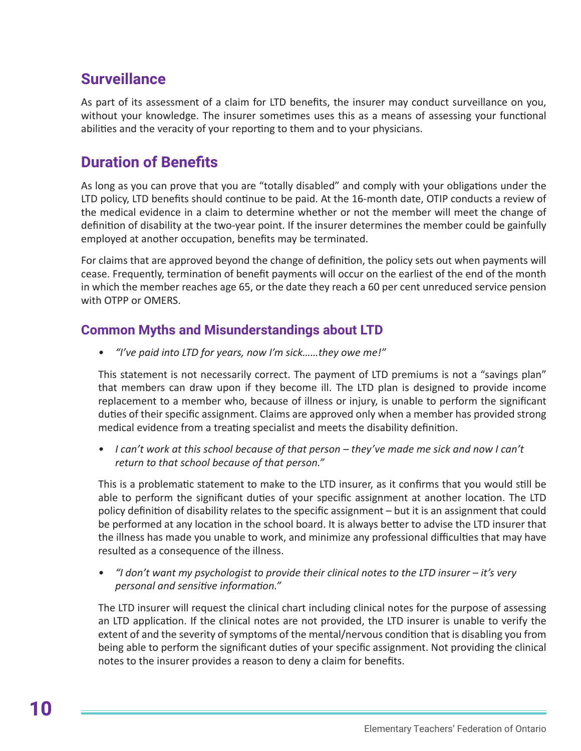## Surveillance

As part of its assessment of a claim for LTD benefits, the insurer may conduct surveillance on you, without your knowledge. The insurer sometimes uses this as a means of assessing your functional abilities and the veracity of your reporting to them and to your physicians.

## Duration of Benefits

As long as you can prove that you are "totally disabled" and comply with your obligations under the LTD policy, LTD benefits should continue to be paid. At the 16-month date, OTIP conducts a review of the medical evidence in a claim to determine whether or not the member will meet the change of definition of disability at the two-year point. If the insurer determines the member could be gainfully employed at another occupation, benefits may be terminated.

For claims that are approved beyond the change of definition, the policy sets out when payments will cease. Frequently, termination of benefit payments will occur on the earliest of the end of the month in which the member reaches age 65, or the date they reach a 60 per cent unreduced service pension with OTPP or OMERS.

### Common Myths and Misunderstandings about LTD

- *"I've paid into LTD for years, now I'm sick……they owe me!"*

  This statement is not necessarily correct. The payment of LTD premiums is not a "savings plan" that members can draw upon if they become ill. The LTD plan is designed to provide income replacement to a member who, because of illness or injury, is unable to perform the significant duties of their specific assignment. Claims are approved only when a member has provided strong medical evidence from a treating specialist and meets the disability definition.

- *I can't work at this school because of that person – they've made me sick and now I can't return to that school because of that person."*

  This is a problematic statement to make to the LTD insurer, as it confirms that you would still be able to perform the significant duties of your specific assignment at another location. The LTD policy definition of disability relates to the specific assignment – but it is an assignment that could be performed at any location in the school board. It is always better to advise the LTD insurer that the illness has made you unable to work, and minimize any professional difficulties that may have resulted as a consequence of the illness.

- *"I don't want my psychologist to provide their clinical notes to the LTD insurer – it's very personal and sensitive information."*

  The LTD insurer will request the clinical chart including clinical notes for the purpose of assessing an LTD application. If the clinical notes are not provided, the LTD insurer is unable to verify the extent of and the severity of symptoms of the mental/nervous condition that is disabling you from being able to perform the significant duties of your specific assignment. Not providing the clinical notes to the insurer provides a reason to deny a claim for benefits.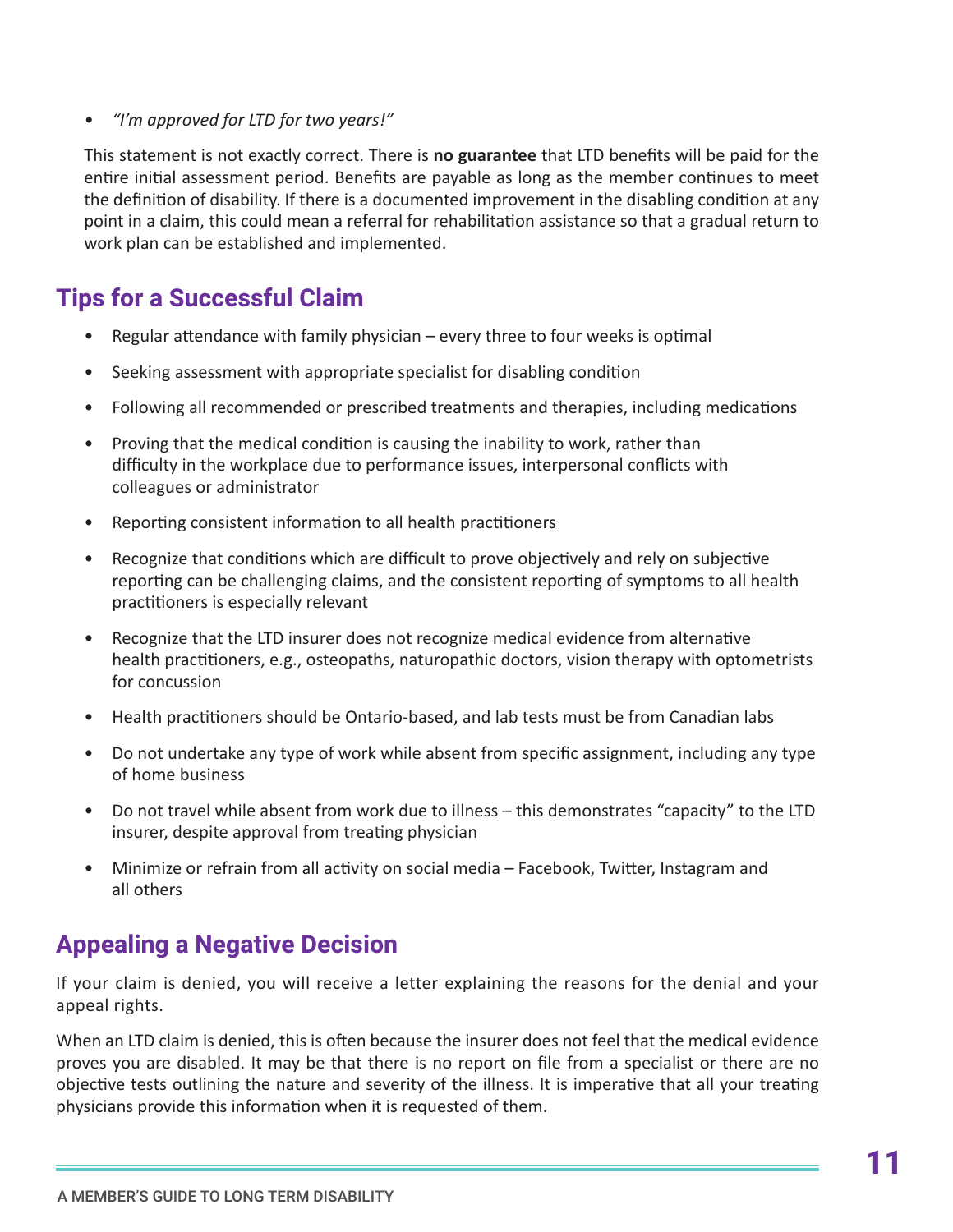- *"I'm approved for LTD for two years!"*

This statement is not exactly correct. There is **no guarantee** that LTD benefits will be paid for the entire initial assessment period. Benefits are payable as long as the member continues to meet the definition of disability. If there is a documented improvement in the disabling condition at any point in a claim, this could mean a referral for rehabilitation assistance so that a gradual return to work plan can be established and implemented.

## Tips for a Successful Claim

- Regular attendance with family physician – every three to four weeks is optimal
- Seeking assessment with appropriate specialist for disabling condition
- Following all recommended or prescribed treatments and therapies, including medications
- Proving that the medical condition is causing the inability to work, rather than difficulty in the workplace due to performance issues, interpersonal conflicts with colleagues or administrator
- Reporting consistent information to all health practitioners
- Recognize that conditions which are difficult to prove objectively and rely on subjective reporting can be challenging claims, and the consistent reporting of symptoms to all health practitioners is especially relevant
- Recognize that the LTD insurer does not recognize medical evidence from alternative health practitioners, e.g., osteopaths, naturopathic doctors, vision therapy with optometrists for concussion
- Health practitioners should be Ontario-based, and lab tests must be from Canadian labs
- Do not undertake any type of work while absent from specific assignment, including any type of home business
- Do not travel while absent from work due to illness – this demonstrates "capacity" to the LTD insurer, despite approval from treating physician
- Minimize or refrain from all activity on social media – Facebook, Twitter, Instagram and all others

## Appealing a Negative Decision

If your claim is denied, you will receive a letter explaining the reasons for the denial and your appeal rights.

When an LTD claim is denied, this is often because the insurer does not feel that the medical evidence proves you are disabled. It may be that there is no report on file from a specialist or there are no objective tests outlining the nature and severity of the illness. It is imperative that all your treating physicians provide this information when it is requested of them.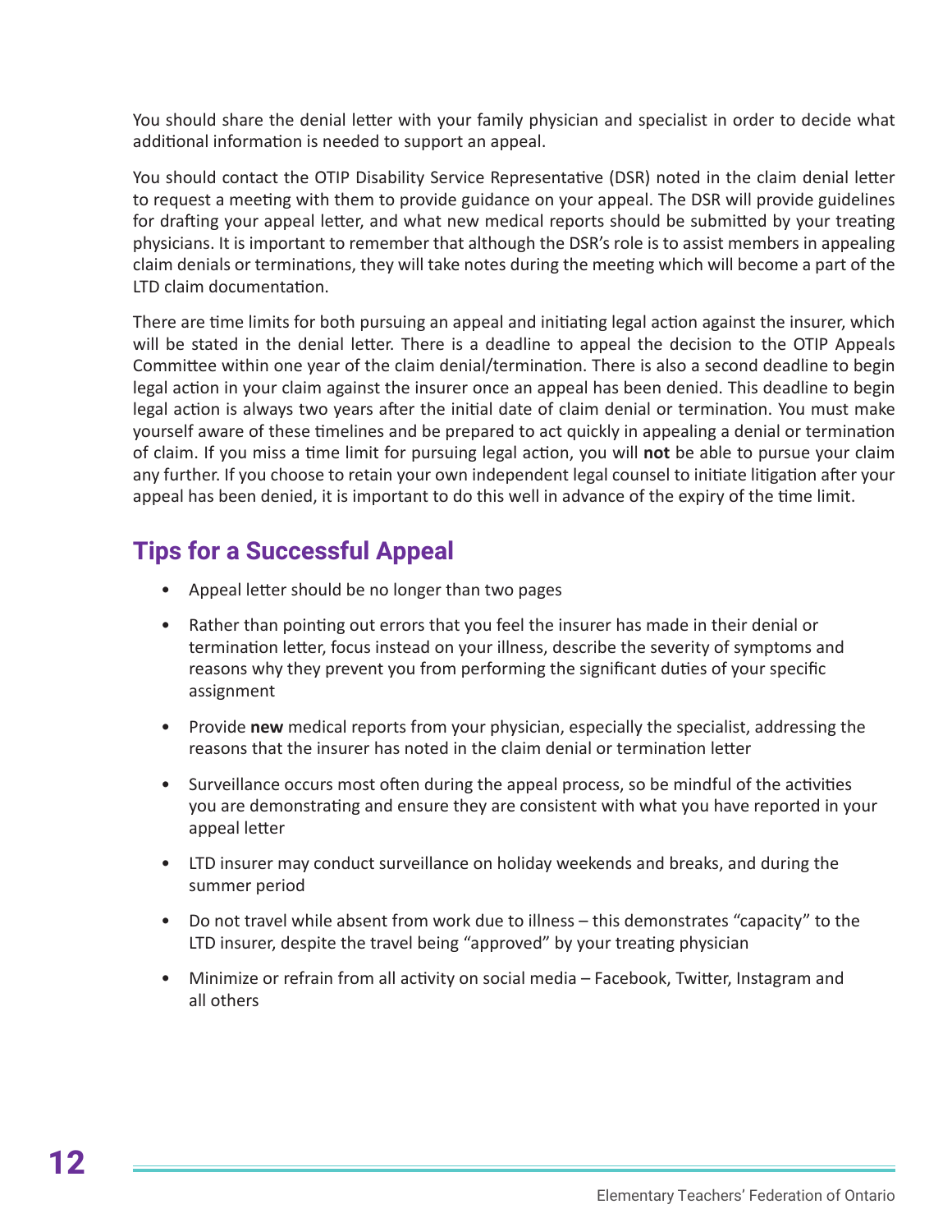You should share the denial letter with your family physician and specialist in order to decide what additional information is needed to support an appeal.

You should contact the OTIP Disability Service Representative (DSR) noted in the claim denial letter to request a meeting with them to provide guidance on your appeal. The DSR will provide guidelines for drafting your appeal letter, and what new medical reports should be submitted by your treating physicians. It is important to remember that although the DSR's role is to assist members in appealing claim denials or terminations, they will take notes during the meeting which will become a part of the LTD claim documentation.

There are time limits for both pursuing an appeal and initiating legal action against the insurer, which will be stated in the denial letter. There is a deadline to appeal the decision to the OTIP Appeals Committee within one year of the claim denial/termination. There is also a second deadline to begin legal action in your claim against the insurer once an appeal has been denied. This deadline to begin legal action is always two years after the initial date of claim denial or termination. You must make yourself aware of these timelines and be prepared to act quickly in appealing a denial or termination of claim. If you miss a time limit for pursuing legal action, you will **not** be able to pursue your claim any further. If you choose to retain your own independent legal counsel to initiate litigation after your appeal has been denied, it is important to do this well in advance of the expiry of the time limit.

## Tips for a Successful Appeal

- Appeal letter should be no longer than two pages
- Rather than pointing out errors that you feel the insurer has made in their denial or termination letter, focus instead on your illness, describe the severity of symptoms and reasons why they prevent you from performing the significant duties of your specific assignment
- Provide **new** medical reports from your physician, especially the specialist, addressing the reasons that the insurer has noted in the claim denial or termination letter
- Surveillance occurs most often during the appeal process, so be mindful of the activities you are demonstrating and ensure they are consistent with what you have reported in your appeal letter
- LTD insurer may conduct surveillance on holiday weekends and breaks, and during the summer period
- Do not travel while absent from work due to illness – this demonstrates "capacity" to the LTD insurer, despite the travel being "approved" by your treating physician
- Minimize or refrain from all activity on social media – Facebook, Twitter, Instagram and all others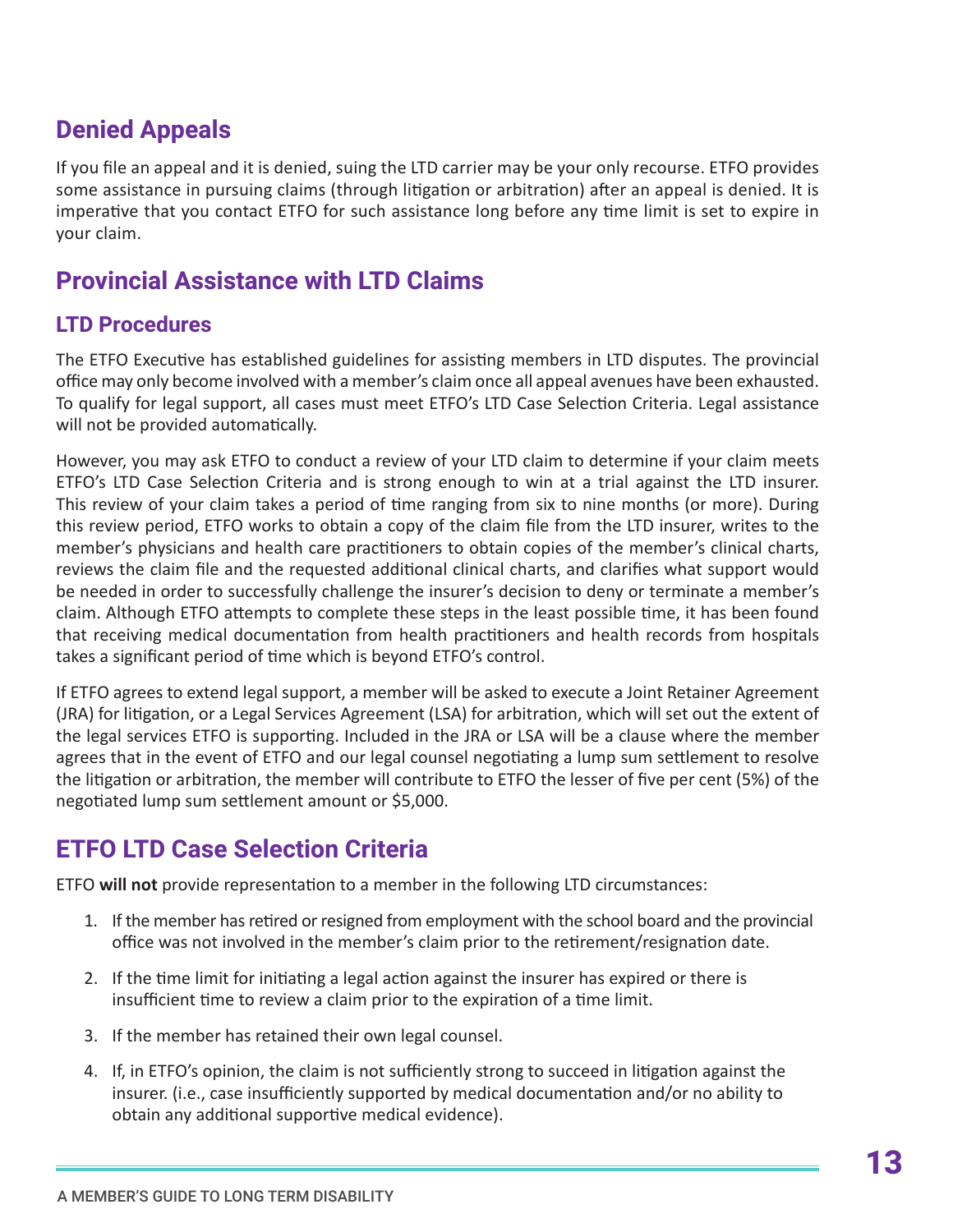## Denied Appeals

If you file an appeal and it is denied, suing the LTD carrier may be your only recourse. ETFO provides some assistance in pursuing claims (through litigation or arbitration) after an appeal is denied. It is imperative that you contact ETFO for such assistance long before any time limit is set to expire in your claim.

## Provincial Assistance with LTD Claims

### LTD Procedures

The ETFO Executive has established guidelines for assisting members in LTD disputes. The provincial office may only become involved with a member's claim once all appeal avenues have been exhausted. To qualify for legal support, all cases must meet ETFO's LTD Case Selection Criteria. Legal assistance will not be provided automatically.

However, you may ask ETFO to conduct a review of your LTD claim to determine if your claim meets ETFO's LTD Case Selection Criteria and is strong enough to win at a trial against the LTD insurer. This review of your claim takes a period of time ranging from six to nine months (or more). During this review period, ETFO works to obtain a copy of the claim file from the LTD insurer, writes to the member's physicians and health care practitioners to obtain copies of the member's clinical charts, reviews the claim file and the requested additional clinical charts, and clarifies what support would be needed in order to successfully challenge the insurer's decision to deny or terminate a member's claim. Although ETFO attempts to complete these steps in the least possible time, it has been found that receiving medical documentation from health practitioners and health records from hospitals takes a significant period of time which is beyond ETFO's control.

If ETFO agrees to extend legal support, a member will be asked to execute a Joint Retainer Agreement (JRA) for litigation, or a Legal Services Agreement (LSA) for arbitration, which will set out the extent of the legal services ETFO is supporting. Included in the JRA or LSA will be a clause where the member agrees that in the event of ETFO and our legal counsel negotiating a lump sum settlement to resolve the litigation or arbitration, the member will contribute to ETFO the lesser of five per cent (5%) of the negotiated lump sum settlement amount or $5,000.

## ETFO LTD Case Selection Criteria

ETFO **will not** provide representation to a member in the following LTD circumstances:

1. If the member has retired or resigned from employment with the school board and the provincial office was not involved in the member's claim prior to the retirement/resignation date.
2. If the time limit for initiating a legal action against the insurer has expired or there is insufficient time to review a claim prior to the expiration of a time limit.
3. If the member has retained their own legal counsel.
4. If, in ETFO's opinion, the claim is not sufficiently strong to succeed in litigation against the insurer. (i.e., case insufficiently supported by medical documentation and/or no ability to obtain any additional supportive medical evidence).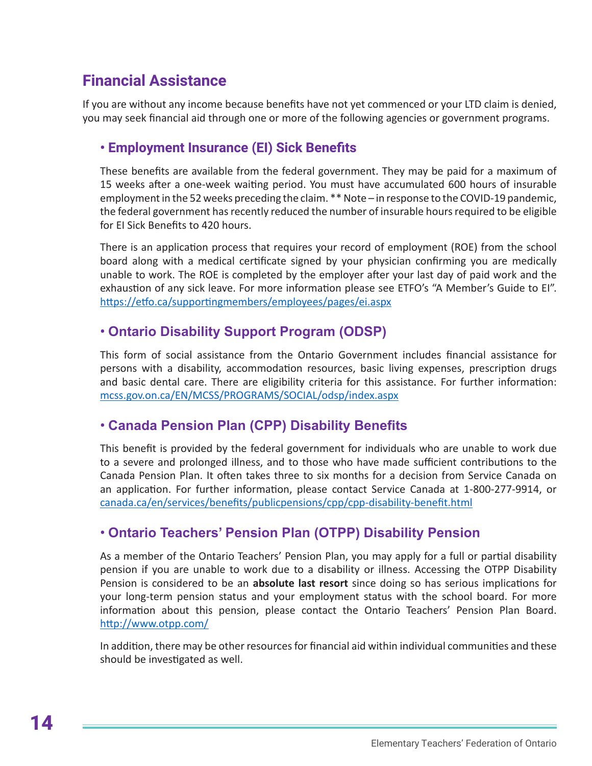## Financial Assistance

If you are without any income because benefits have not yet commenced or your LTD claim is denied, you may seek financial aid through one or more of the following agencies or government programs.

### • Employment Insurance (EI) Sick Benefits

These benefits are available from the federal government. They may be paid for a maximum of 15 weeks after a one-week waiting period. You must have accumulated 600 hours of insurable employment in the 52 weeks preceding the claim. ** Note – in response to the COVID-19 pandemic, the federal government has recently reduced the number of insurable hours required to be eligible for EI Sick Benefits to 420 hours.

There is an application process that requires your record of employment (ROE) from the school board along with a medical certificate signed by your physician confirming you are medically unable to work. The ROE is completed by the employer after your last day of paid work and the exhaustion of any sick leave. For more information please see ETFO's "A Member's Guide to EI". https://etfo.ca/supportingmembers/employees/pages/ei.aspx

### • Ontario Disability Support Program (ODSP)

This form of social assistance from the Ontario Government includes financial assistance for persons with a disability, accommodation resources, basic living expenses, prescription drugs and basic dental care. There are eligibility criteria for this assistance. For further information: mcss.gov.on.ca/EN/MCSS/PROGRAMS/SOCIAL/odsp/index.aspx

### • Canada Pension Plan (CPP) Disability Benefits

This benefit is provided by the federal government for individuals who are unable to work due to a severe and prolonged illness, and to those who have made sufficient contributions to the Canada Pension Plan. It often takes three to six months for a decision from Service Canada on an application. For further information, please contact Service Canada at 1-800-277-9914, or canada.ca/en/services/benefits/publicpensions/cpp/cpp-disability-benefit.html

### • Ontario Teachers' Pension Plan (OTPP) Disability Pension

As a member of the Ontario Teachers' Pension Plan, you may apply for a full or partial disability pension if you are unable to work due to a disability or illness. Accessing the OTPP Disability Pension is considered to be an **absolute last resort** since doing so has serious implications for your long-term pension status and your employment status with the school board. For more information about this pension, please contact the Ontario Teachers' Pension Plan Board. http://www.otpp.com/

In addition, there may be other resources for financial aid within individual communities and these should be investigated as well.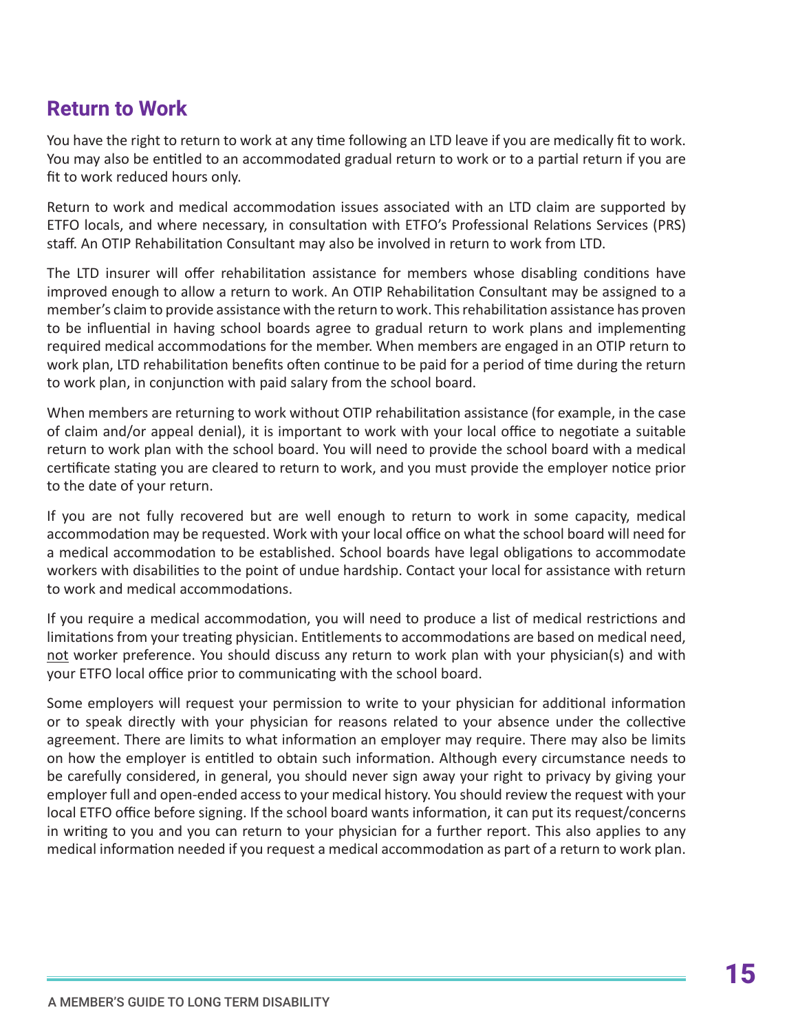## Return to Work

You have the right to return to work at any time following an LTD leave if you are medically fit to work. You may also be entitled to an accommodated gradual return to work or to a partial return if you are fit to work reduced hours only.

Return to work and medical accommodation issues associated with an LTD claim are supported by ETFO locals, and where necessary, in consultation with ETFO's Professional Relations Services (PRS) staff. An OTIP Rehabilitation Consultant may also be involved in return to work from LTD.

The LTD insurer will offer rehabilitation assistance for members whose disabling conditions have improved enough to allow a return to work. An OTIP Rehabilitation Consultant may be assigned to a member's claim to provide assistance with the return to work. This rehabilitation assistance has proven to be influential in having school boards agree to gradual return to work plans and implementing required medical accommodations for the member. When members are engaged in an OTIP return to work plan, LTD rehabilitation benefits often continue to be paid for a period of time during the return to work plan, in conjunction with paid salary from the school board.

When members are returning to work without OTIP rehabilitation assistance (for example, in the case of claim and/or appeal denial), it is important to work with your local office to negotiate a suitable return to work plan with the school board. You will need to provide the school board with a medical certificate stating you are cleared to return to work, and you must provide the employer notice prior to the date of your return.

If you are not fully recovered but are well enough to return to work in some capacity, medical accommodation may be requested. Work with your local office on what the school board will need for a medical accommodation to be established. School boards have legal obligations to accommodate workers with disabilities to the point of undue hardship. Contact your local for assistance with return to work and medical accommodations.

If you require a medical accommodation, you will need to produce a list of medical restrictions and limitations from your treating physician. Entitlements to accommodations are based on medical need, <u>not</u> worker preference. You should discuss any return to work plan with your physician(s) and with your ETFO local office prior to communicating with the school board.

Some employers will request your permission to write to your physician for additional information or to speak directly with your physician for reasons related to your absence under the collective agreement. There are limits to what information an employer may require. There may also be limits on how the employer is entitled to obtain such information. Although every circumstance needs to be carefully considered, in general, you should never sign away your right to privacy by giving your employer full and open-ended access to your medical history. You should review the request with your local ETFO office before signing. If the school board wants information, it can put its request/concerns in writing to you and you can return to your physician for a further report. This also applies to any medical information needed if you request a medical accommodation as part of a return to work plan.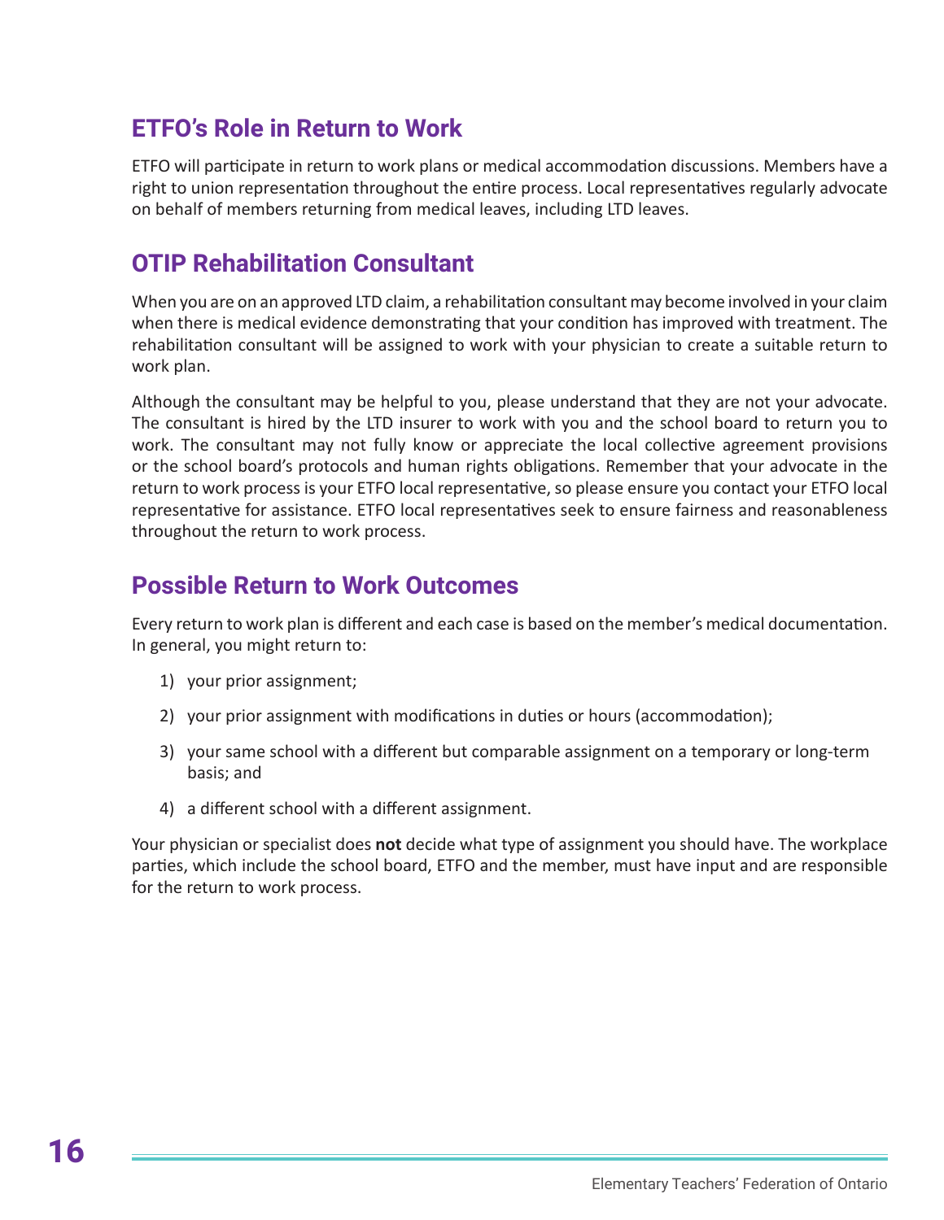## ETFO's Role in Return to Work

ETFO will participate in return to work plans or medical accommodation discussions. Members have a right to union representation throughout the entire process. Local representatives regularly advocate on behalf of members returning from medical leaves, including LTD leaves.

## OTIP Rehabilitation Consultant

When you are on an approved LTD claim, a rehabilitation consultant may become involved in your claim when there is medical evidence demonstrating that your condition has improved with treatment. The rehabilitation consultant will be assigned to work with your physician to create a suitable return to work plan.

Although the consultant may be helpful to you, please understand that they are not your advocate. The consultant is hired by the LTD insurer to work with you and the school board to return you to work. The consultant may not fully know or appreciate the local collective agreement provisions or the school board's protocols and human rights obligations. Remember that your advocate in the return to work process is your ETFO local representative, so please ensure you contact your ETFO local representative for assistance. ETFO local representatives seek to ensure fairness and reasonableness throughout the return to work process.

## Possible Return to Work Outcomes

Every return to work plan is different and each case is based on the member's medical documentation. In general, you might return to:

1) your prior assignment;
2) your prior assignment with modifications in duties or hours (accommodation);
3) your same school with a different but comparable assignment on a temporary or long-term basis; and
4) a different school with a different assignment.

Your physician or specialist does **not** decide what type of assignment you should have. The workplace parties, which include the school board, ETFO and the member, must have input and are responsible for the return to work process.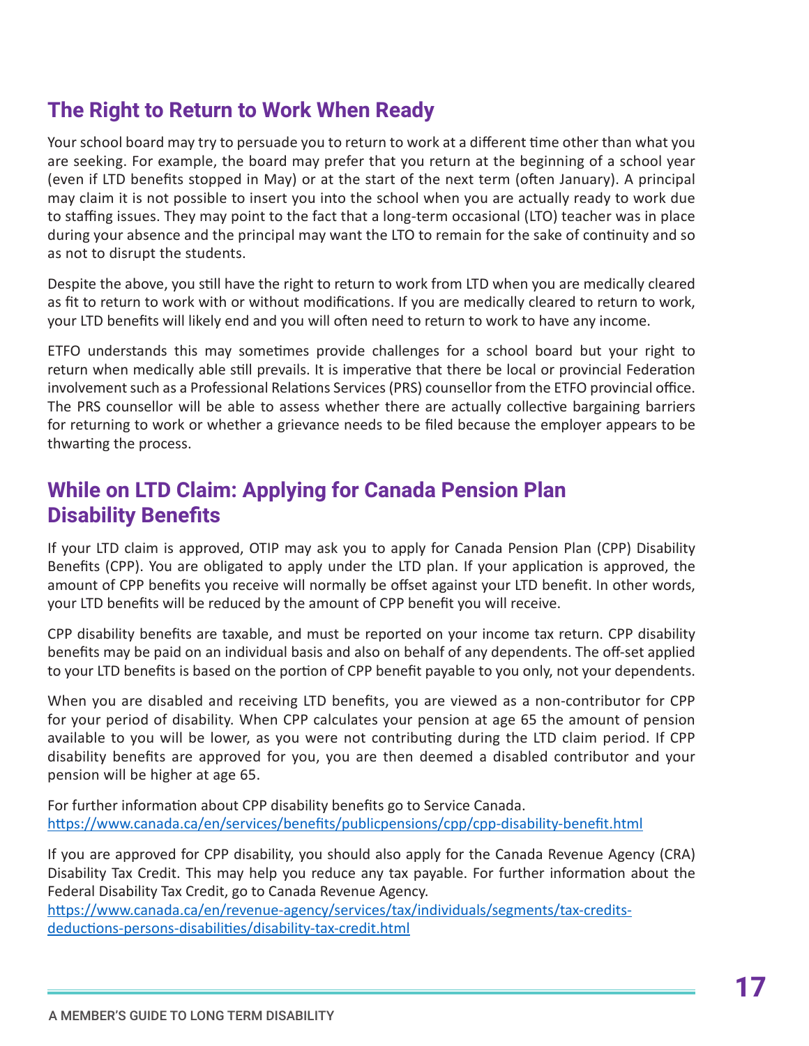## The Right to Return to Work When Ready

Your school board may try to persuade you to return to work at a different time other than what you are seeking. For example, the board may prefer that you return at the beginning of a school year (even if LTD benefits stopped in May) or at the start of the next term (often January). A principal may claim it is not possible to insert you into the school when you are actually ready to work due to staffing issues. They may point to the fact that a long-term occasional (LTO) teacher was in place during your absence and the principal may want the LTO to remain for the sake of continuity and so as not to disrupt the students.

Despite the above, you still have the right to return to work from LTD when you are medically cleared as fit to return to work with or without modifications. If you are medically cleared to return to work, your LTD benefits will likely end and you will often need to return to work to have any income.

ETFO understands this may sometimes provide challenges for a school board but your right to return when medically able still prevails. It is imperative that there be local or provincial Federation involvement such as a Professional Relations Services (PRS) counsellor from the ETFO provincial office. The PRS counsellor will be able to assess whether there are actually collective bargaining barriers for returning to work or whether a grievance needs to be filed because the employer appears to be thwarting the process.

## While on LTD Claim: Applying for Canada Pension Plan Disability Benefits

If your LTD claim is approved, OTIP may ask you to apply for Canada Pension Plan (CPP) Disability Benefits (CPP). You are obligated to apply under the LTD plan. If your application is approved, the amount of CPP benefits you receive will normally be offset against your LTD benefit. In other words, your LTD benefits will be reduced by the amount of CPP benefit you will receive.

CPP disability benefits are taxable, and must be reported on your income tax return. CPP disability benefits may be paid on an individual basis and also on behalf of any dependents. The off-set applied to your LTD benefits is based on the portion of CPP benefit payable to you only, not your dependents.

When you are disabled and receiving LTD benefits, you are viewed as a non-contributor for CPP for your period of disability. When CPP calculates your pension at age 65 the amount of pension available to you will be lower, as you were not contributing during the LTD claim period. If CPP disability benefits are approved for you, you are then deemed a disabled contributor and your pension will be higher at age 65.

For further information about CPP disability benefits go to Service Canada.
https://www.canada.ca/en/services/benefits/publicpensions/cpp/cpp-disability-benefit.html

If you are approved for CPP disability, you should also apply for the Canada Revenue Agency (CRA) Disability Tax Credit. This may help you reduce any tax payable. For further information about the Federal Disability Tax Credit, go to Canada Revenue Agency.
https://www.canada.ca/en/revenue-agency/services/tax/individuals/segments/tax-credits-deductions-persons-disabilities/disability-tax-credit.html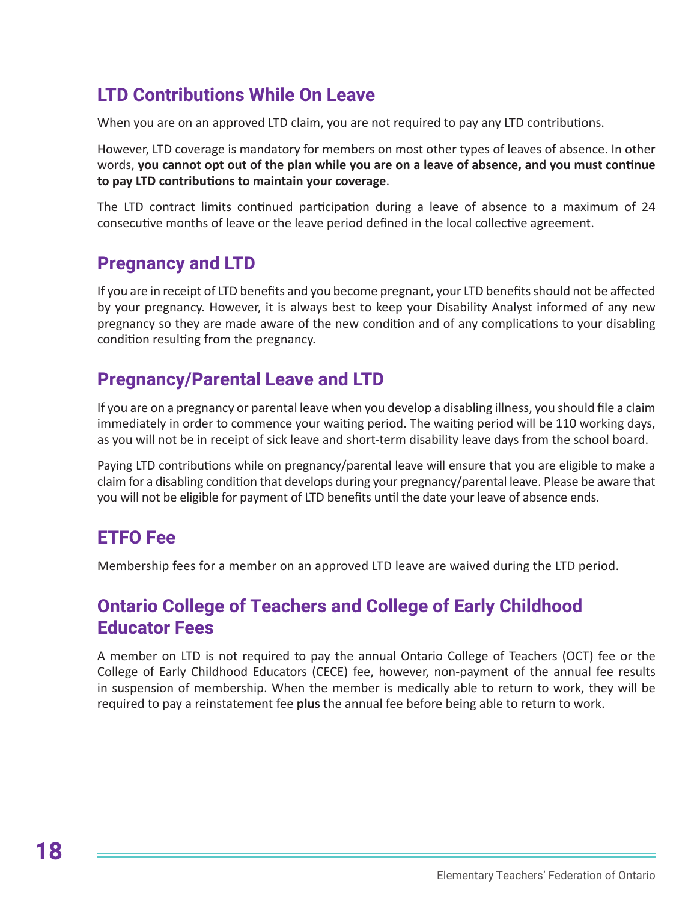## LTD Contributions While On Leave

When you are on an approved LTD claim, you are not required to pay any LTD contributions.

However, LTD coverage is mandatory for members on most other types of leaves of absence. In other words, **you <u>cannot</u> opt out of the plan while you are on a leave of absence, and you <u>must</u> continue to pay LTD contributions to maintain your coverage**.

The LTD contract limits continued participation during a leave of absence to a maximum of 24 consecutive months of leave or the leave period defined in the local collective agreement.

## Pregnancy and LTD

If you are in receipt of LTD benefits and you become pregnant, your LTD benefits should not be affected by your pregnancy. However, it is always best to keep your Disability Analyst informed of any new pregnancy so they are made aware of the new condition and of any complications to your disabling condition resulting from the pregnancy.

## Pregnancy/Parental Leave and LTD

If you are on a pregnancy or parental leave when you develop a disabling illness, you should file a claim immediately in order to commence your waiting period. The waiting period will be 110 working days, as you will not be in receipt of sick leave and short-term disability leave days from the school board.

Paying LTD contributions while on pregnancy/parental leave will ensure that you are eligible to make a claim for a disabling condition that develops during your pregnancy/parental leave. Please be aware that you will not be eligible for payment of LTD benefits until the date your leave of absence ends.

## ETFO Fee

Membership fees for a member on an approved LTD leave are waived during the LTD period.

## Ontario College of Teachers and College of Early Childhood Educator Fees

A member on LTD is not required to pay the annual Ontario College of Teachers (OCT) fee or the College of Early Childhood Educators (CECE) fee, however, non-payment of the annual fee results in suspension of membership. When the member is medically able to return to work, they will be required to pay a reinstatement fee **plus** the annual fee before being able to return to work.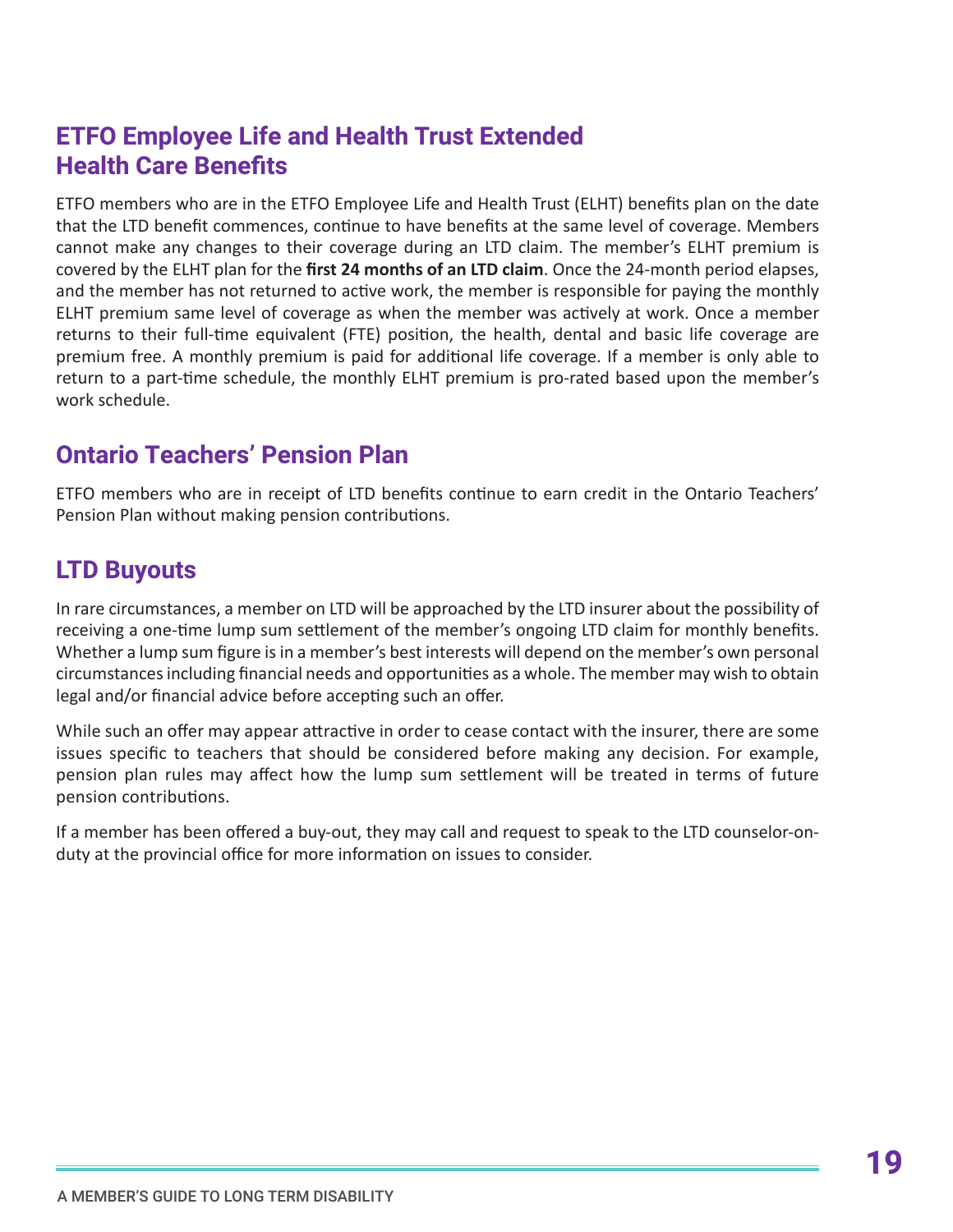## ETFO Employee Life and Health Trust Extended Health Care Benefits

ETFO members who are in the ETFO Employee Life and Health Trust (ELHT) benefits plan on the date that the LTD benefit commences, continue to have benefits at the same level of coverage. Members cannot make any changes to their coverage during an LTD claim. The member's ELHT premium is covered by the ELHT plan for the **first 24 months of an LTD claim**. Once the 24-month period elapses, and the member has not returned to active work, the member is responsible for paying the monthly ELHT premium same level of coverage as when the member was actively at work. Once a member returns to their full-time equivalent (FTE) position, the health, dental and basic life coverage are premium free. A monthly premium is paid for additional life coverage. If a member is only able to return to a part-time schedule, the monthly ELHT premium is pro-rated based upon the member's work schedule.

## Ontario Teachers' Pension Plan

ETFO members who are in receipt of LTD benefits continue to earn credit in the Ontario Teachers' Pension Plan without making pension contributions.

## LTD Buyouts

In rare circumstances, a member on LTD will be approached by the LTD insurer about the possibility of receiving a one-time lump sum settlement of the member's ongoing LTD claim for monthly benefits. Whether a lump sum figure is in a member's best interests will depend on the member's own personal circumstances including financial needs and opportunities as a whole. The member may wish to obtain legal and/or financial advice before accepting such an offer.

While such an offer may appear attractive in order to cease contact with the insurer, there are some issues specific to teachers that should be considered before making any decision. For example, pension plan rules may affect how the lump sum settlement will be treated in terms of future pension contributions.

If a member has been offered a buy-out, they may call and request to speak to the LTD counselor-on-duty at the provincial office for more information on issues to consider.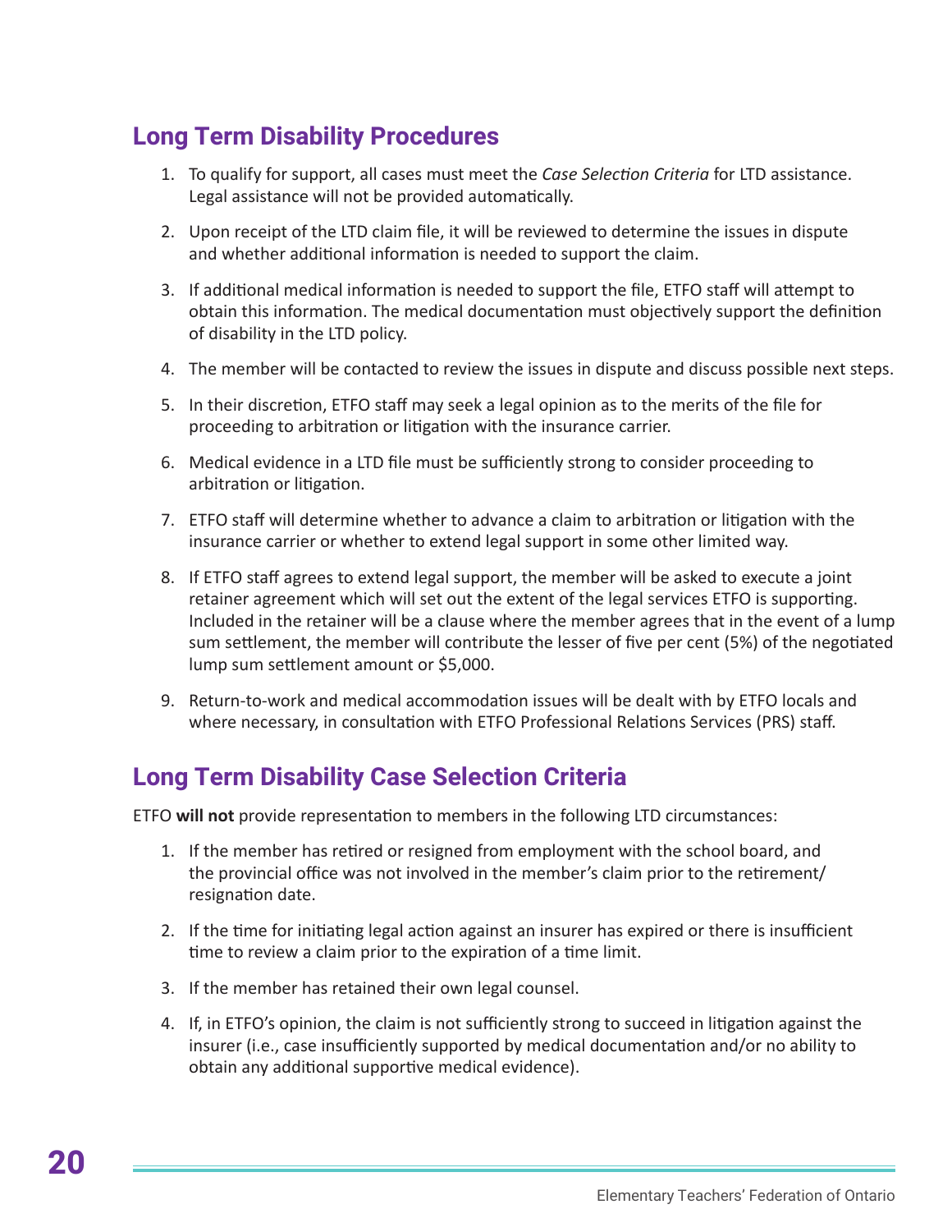## Long Term Disability Procedures

1. To qualify for support, all cases must meet the *Case Selection Criteria* for LTD assistance. Legal assistance will not be provided automatically.
2. Upon receipt of the LTD claim file, it will be reviewed to determine the issues in dispute and whether additional information is needed to support the claim.
3. If additional medical information is needed to support the file, ETFO staff will attempt to obtain this information. The medical documentation must objectively support the definition of disability in the LTD policy.
4. The member will be contacted to review the issues in dispute and discuss possible next steps.
5. In their discretion, ETFO staff may seek a legal opinion as to the merits of the file for proceeding to arbitration or litigation with the insurance carrier.
6. Medical evidence in a LTD file must be sufficiently strong to consider proceeding to arbitration or litigation.
7. ETFO staff will determine whether to advance a claim to arbitration or litigation with the insurance carrier or whether to extend legal support in some other limited way.
8. If ETFO staff agrees to extend legal support, the member will be asked to execute a joint retainer agreement which will set out the extent of the legal services ETFO is supporting. Included in the retainer will be a clause where the member agrees that in the event of a lump sum settlement, the member will contribute the lesser of five per cent (5%) of the negotiated lump sum settlement amount or $5,000.
9. Return-to-work and medical accommodation issues will be dealt with by ETFO locals and where necessary, in consultation with ETFO Professional Relations Services (PRS) staff.

## Long Term Disability Case Selection Criteria

ETFO **will not** provide representation to members in the following LTD circumstances:

1. If the member has retired or resigned from employment with the school board, and the provincial office was not involved in the member's claim prior to the retirement/resignation date.
2. If the time for initiating legal action against an insurer has expired or there is insufficient time to review a claim prior to the expiration of a time limit.
3. If the member has retained their own legal counsel.
4. If, in ETFO's opinion, the claim is not sufficiently strong to succeed in litigation against the insurer (i.e., case insufficiently supported by medical documentation and/or no ability to obtain any additional supportive medical evidence).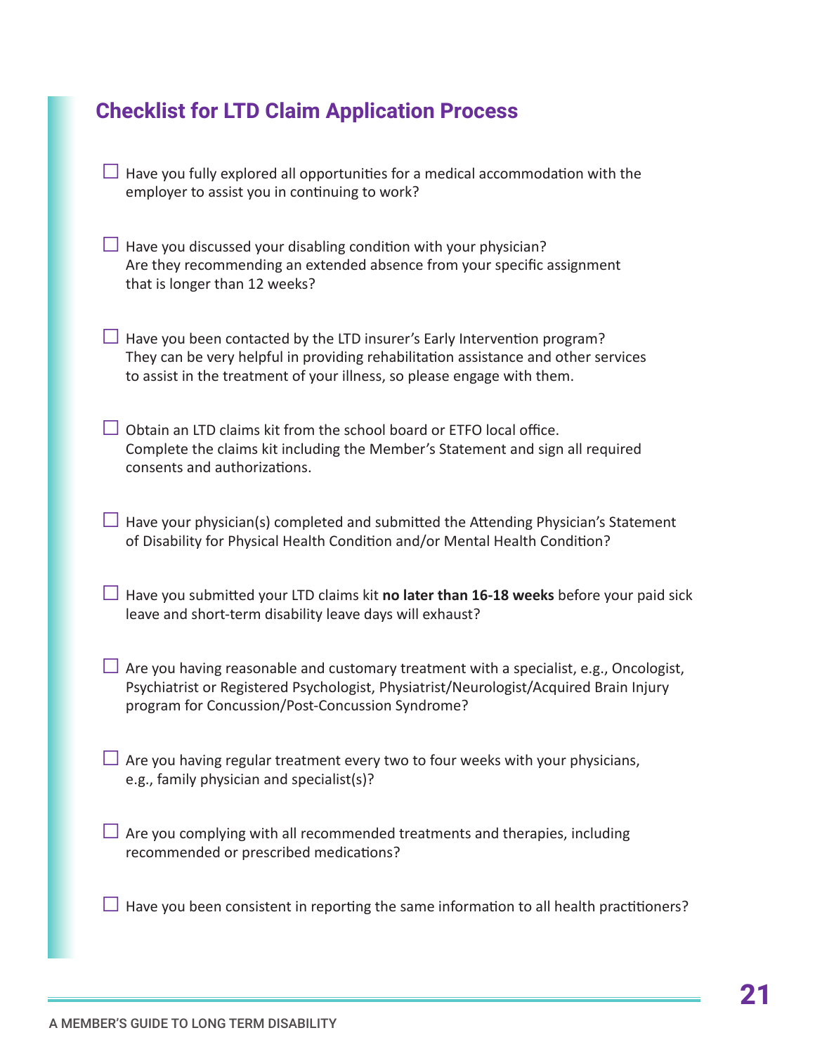## Checklist for LTD Claim Application Process

- ☐ Have you fully explored all opportunities for a medical accommodation with the employer to assist you in continuing to work?

- ☐ Have you discussed your disabling condition with your physician? Are they recommending an extended absence from your specific assignment that is longer than 12 weeks?

- ☐ Have you been contacted by the LTD insurer's Early Intervention program? They can be very helpful in providing rehabilitation assistance and other services to assist in the treatment of your illness, so please engage with them.

- ☐ Obtain an LTD claims kit from the school board or ETFO local office. Complete the claims kit including the Member's Statement and sign all required consents and authorizations.

- ☐ Have your physician(s) completed and submitted the Attending Physician's Statement of Disability for Physical Health Condition and/or Mental Health Condition?

- ☐ Have you submitted your LTD claims kit **no later than 16-18 weeks** before your paid sick leave and short-term disability leave days will exhaust?

- ☐ Are you having reasonable and customary treatment with a specialist, e.g., Oncologist, Psychiatrist or Registered Psychologist, Physiatrist/Neurologist/Acquired Brain Injury program for Concussion/Post-Concussion Syndrome?

- ☐ Are you having regular treatment every two to four weeks with your physicians, e.g., family physician and specialist(s)?

- ☐ Are you complying with all recommended treatments and therapies, including recommended or prescribed medications?

- ☐ Have you been consistent in reporting the same information to all health practitioners?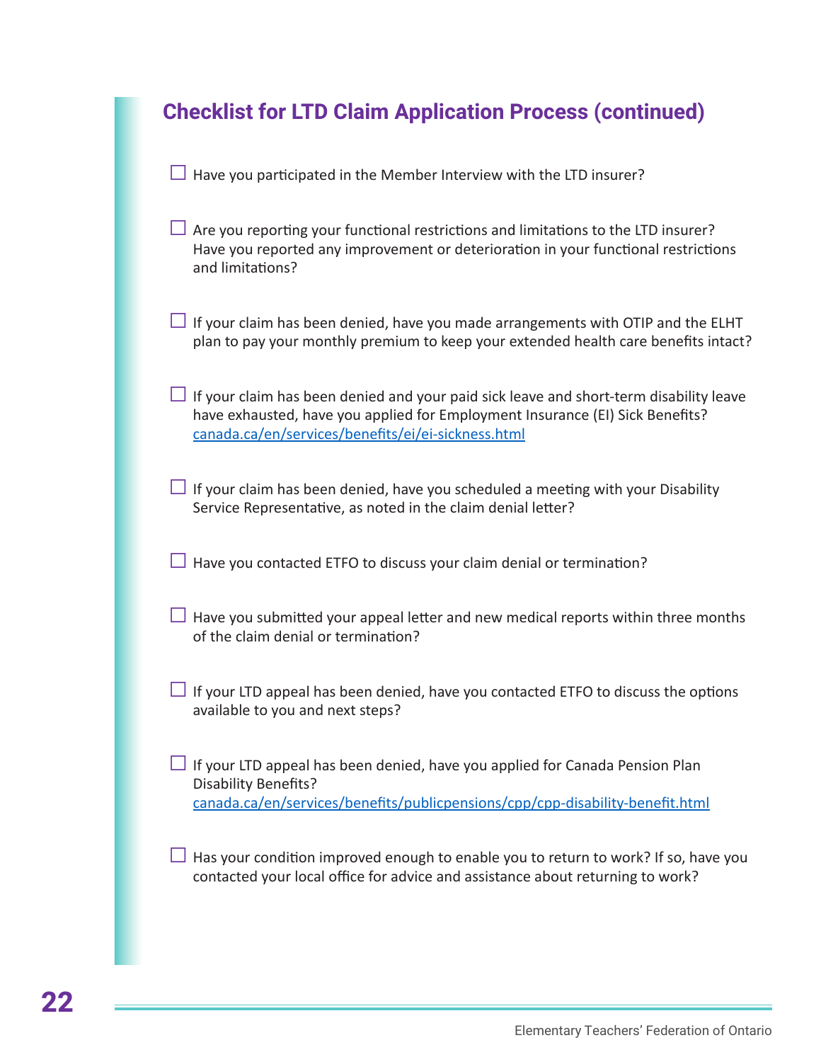## Checklist for LTD Claim Application Process (continued)

- ☐ Have you participated in the Member Interview with the LTD insurer?

- ☐ Are you reporting your functional restrictions and limitations to the LTD insurer? Have you reported any improvement or deterioration in your functional restrictions and limitations?

- ☐ If your claim has been denied, have you made arrangements with OTIP and the ELHT plan to pay your monthly premium to keep your extended health care benefits intact?

- ☐ If your claim has been denied and your paid sick leave and short-term disability leave have exhausted, have you applied for Employment Insurance (EI) Sick Benefits? canada.ca/en/services/benefits/ei/ei-sickness.html

- ☐ If your claim has been denied, have you scheduled a meeting with your Disability Service Representative, as noted in the claim denial letter?

- ☐ Have you contacted ETFO to discuss your claim denial or termination?

- ☐ Have you submitted your appeal letter and new medical reports within three months of the claim denial or termination?

- ☐ If your LTD appeal has been denied, have you contacted ETFO to discuss the options available to you and next steps?

- ☐ If your LTD appeal has been denied, have you applied for Canada Pension Plan Disability Benefits? canada.ca/en/services/benefits/publicpensions/cpp/cpp-disability-benefit.html

- ☐ Has your condition improved enough to enable you to return to work? If so, have you contacted your local office for advice and assistance about returning to work?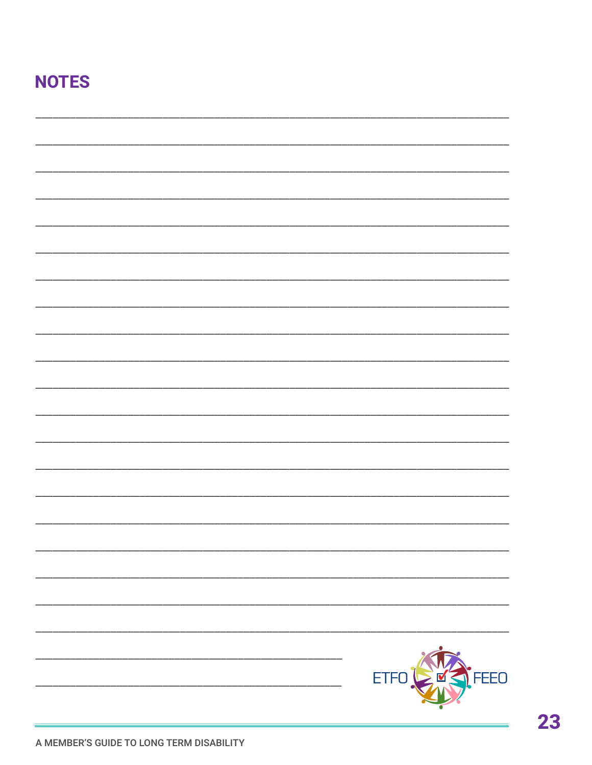## NOTES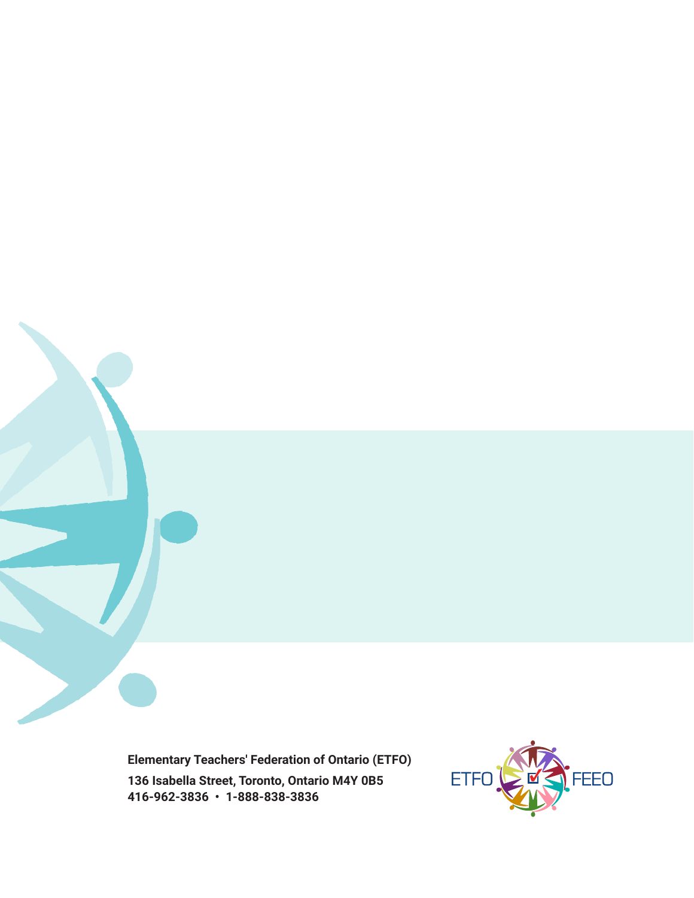**Elementary Teachers' Federation of Ontario (ETFO)**

**136 Isabella Street, Toronto, Ontario M4Y 0B5**
**416-962-3836 • 1-888-838-3836**

ETFO FEEO